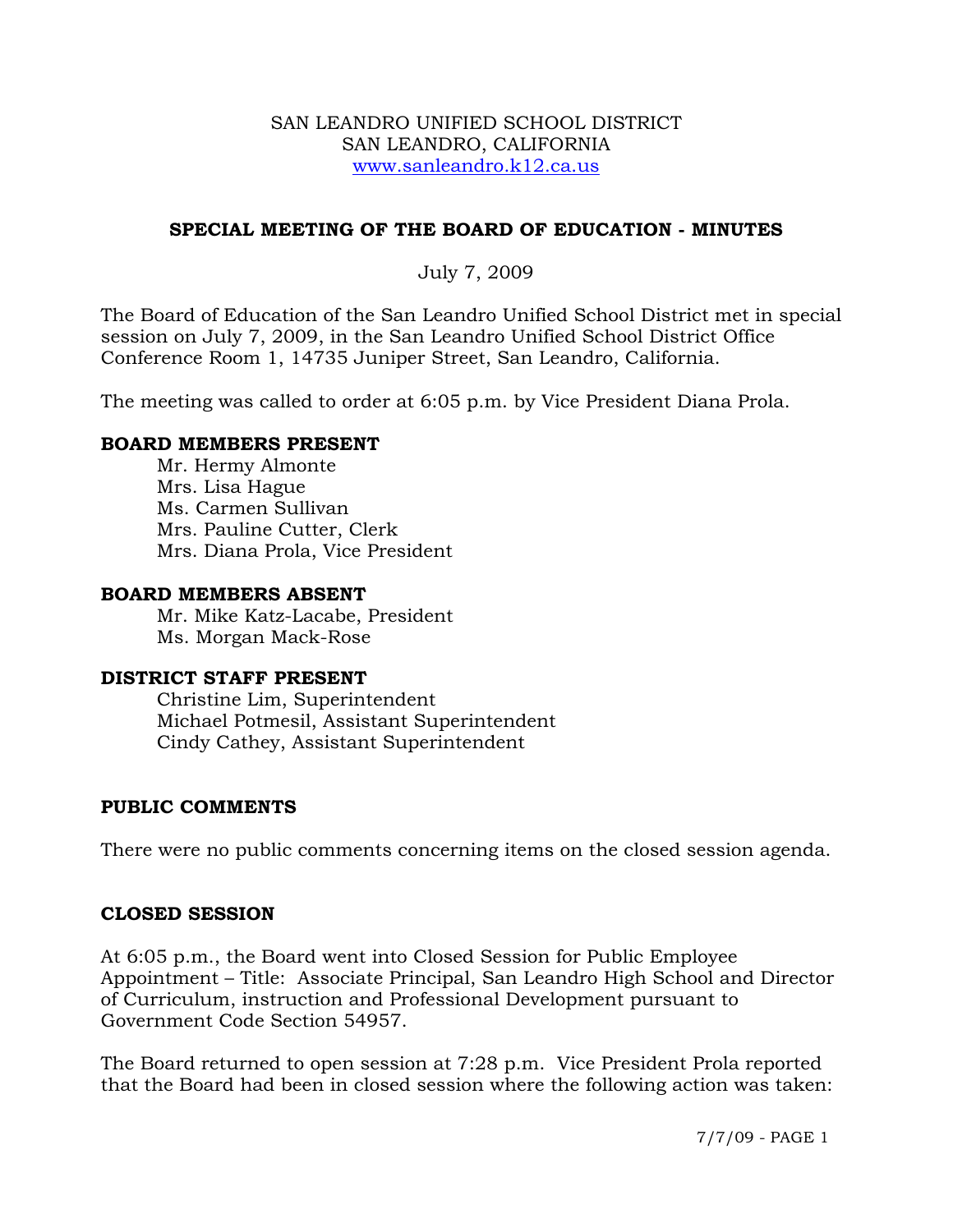SAN LEANDRO UNIFIED SCHOOL DISTRICT
SAN LEANDRO, CALIFORNIA
www.sanleandro.k12.ca.us

## SPECIAL MEETING OF THE BOARD OF EDUCATION - MINUTES

July 7, 2009

The Board of Education of the San Leandro Unified School District met in special session on July 7, 2009, in the San Leandro Unified School District Office Conference Room 1, 14735 Juniper Street, San Leandro, California.

The meeting was called to order at 6:05 p.m. by Vice President Diana Prola.

### BOARD MEMBERS PRESENT

Mr. Hermy Almonte
Mrs. Lisa Hague
Ms. Carmen Sullivan
Mrs. Pauline Cutter, Clerk
Mrs. Diana Prola, Vice President

### BOARD MEMBERS ABSENT

Mr. Mike Katz-Lacabe, President
Ms. Morgan Mack-Rose

### DISTRICT STAFF PRESENT

Christine Lim, Superintendent
Michael Potmesil, Assistant Superintendent
Cindy Cathey, Assistant Superintendent

### PUBLIC COMMENTS

There were no public comments concerning items on the closed session agenda.

### CLOSED SESSION

At 6:05 p.m., the Board went into Closed Session for Public Employee Appointment – Title: Associate Principal, San Leandro High School and Director of Curriculum, instruction and Professional Development pursuant to Government Code Section 54957.

The Board returned to open session at 7:28 p.m. Vice President Prola reported that the Board had been in closed session where the following action was taken: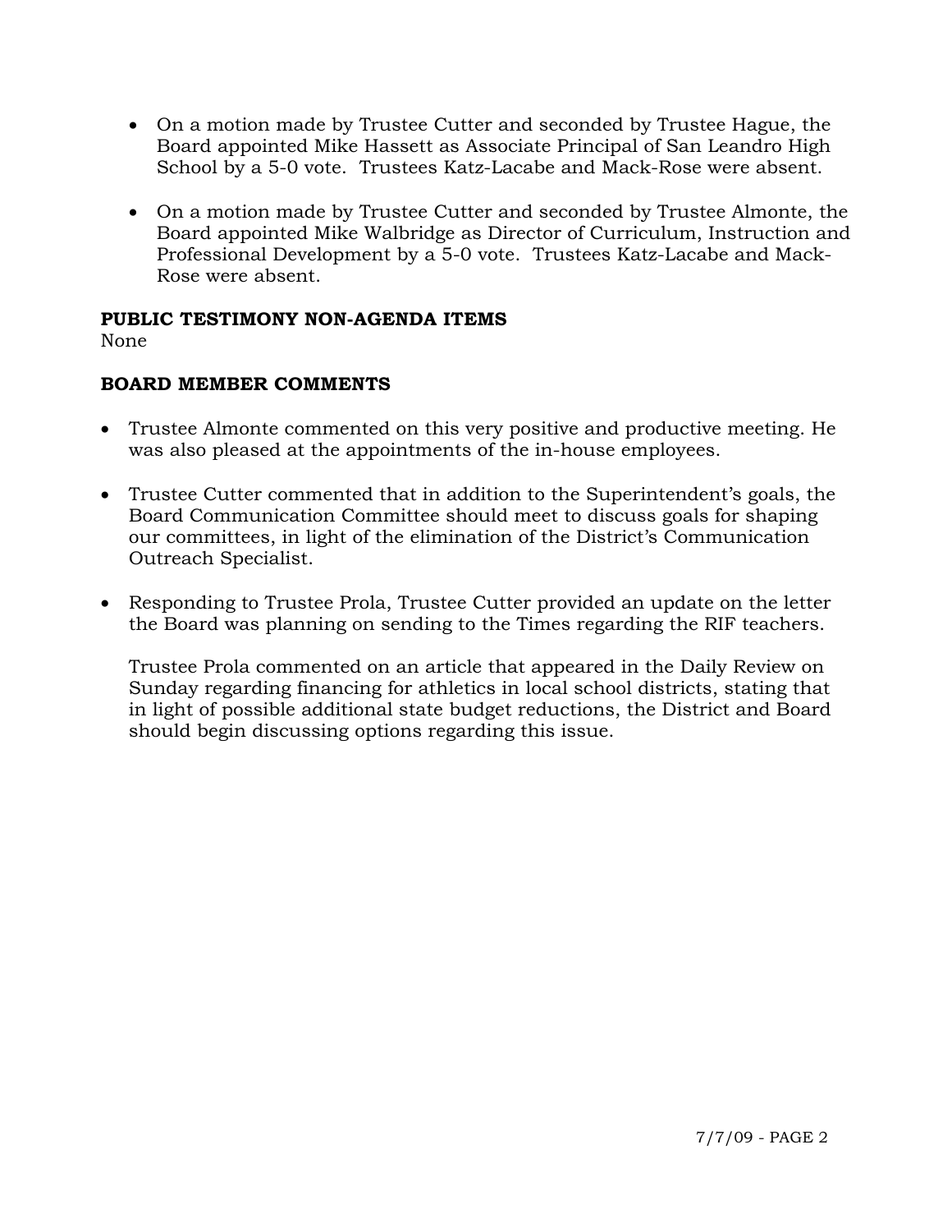- On a motion made by Trustee Cutter and seconded by Trustee Hague, the Board appointed Mike Hassett as Associate Principal of San Leandro High School by a 5-0 vote. Trustees Katz-Lacabe and Mack-Rose were absent.

- On a motion made by Trustee Cutter and seconded by Trustee Almonte, the Board appointed Mike Walbridge as Director of Curriculum, Instruction and Professional Development by a 5-0 vote. Trustees Katz-Lacabe and Mack-Rose were absent.

**PUBLIC TESTIMONY NON-AGENDA ITEMS**

None

**BOARD MEMBER COMMENTS**

- Trustee Almonte commented on this very positive and productive meeting. He was also pleased at the appointments of the in-house employees.

- Trustee Cutter commented that in addition to the Superintendent's goals, the Board Communication Committee should meet to discuss goals for shaping our committees, in light of the elimination of the District's Communication Outreach Specialist.

- Responding to Trustee Prola, Trustee Cutter provided an update on the letter the Board was planning on sending to the Times regarding the RIF teachers.

  Trustee Prola commented on an article that appeared in the Daily Review on Sunday regarding financing for athletics in local school districts, stating that in light of possible additional state budget reductions, the District and Board should begin discussing options regarding this issue.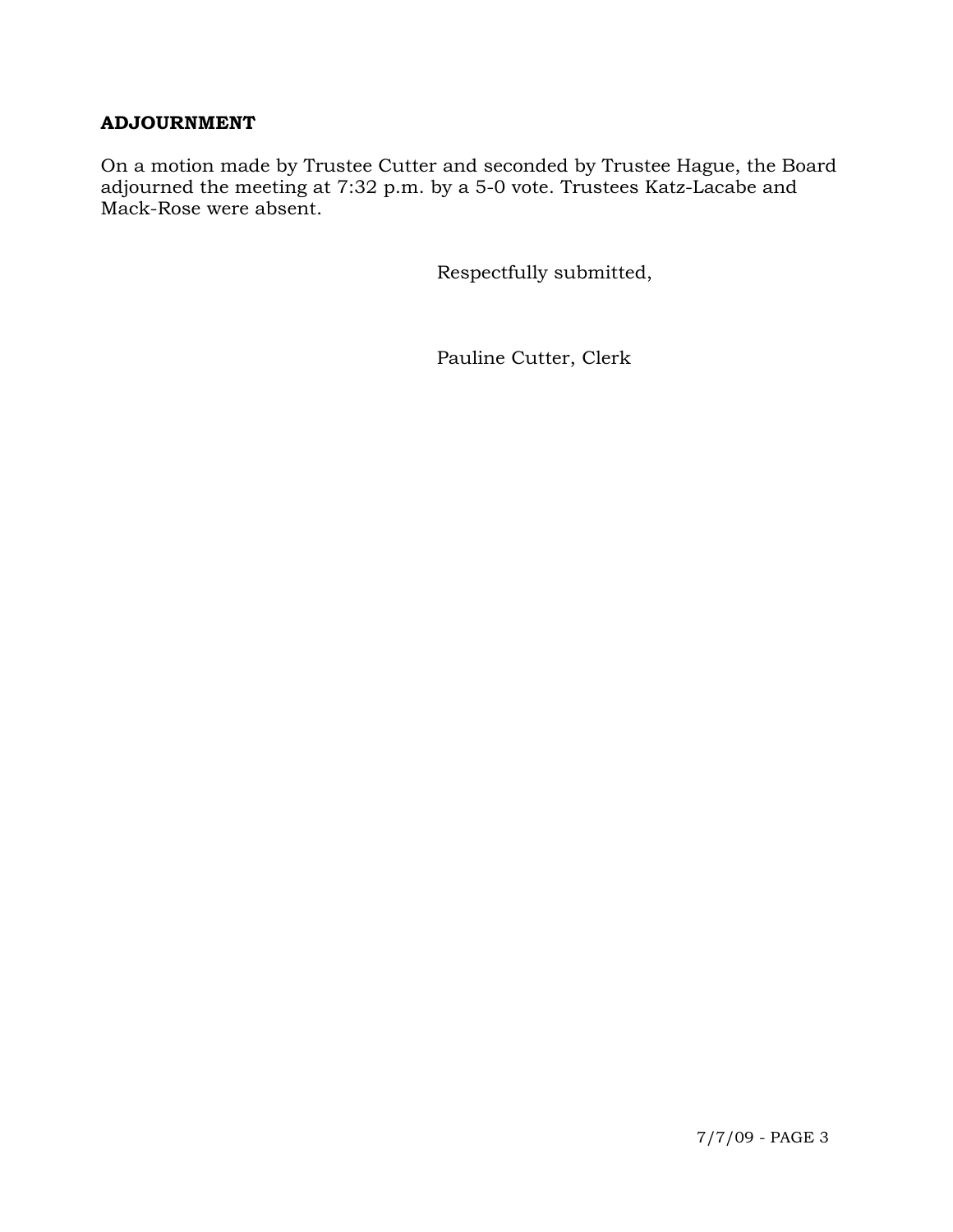**ADJOURNMENT**

On a motion made by Trustee Cutter and seconded by Trustee Hague, the Board adjourned the meeting at 7:32 p.m. by a 5-0 vote. Trustees Katz-Lacabe and Mack-Rose were absent.

Respectfully submitted,

Pauline Cutter, Clerk